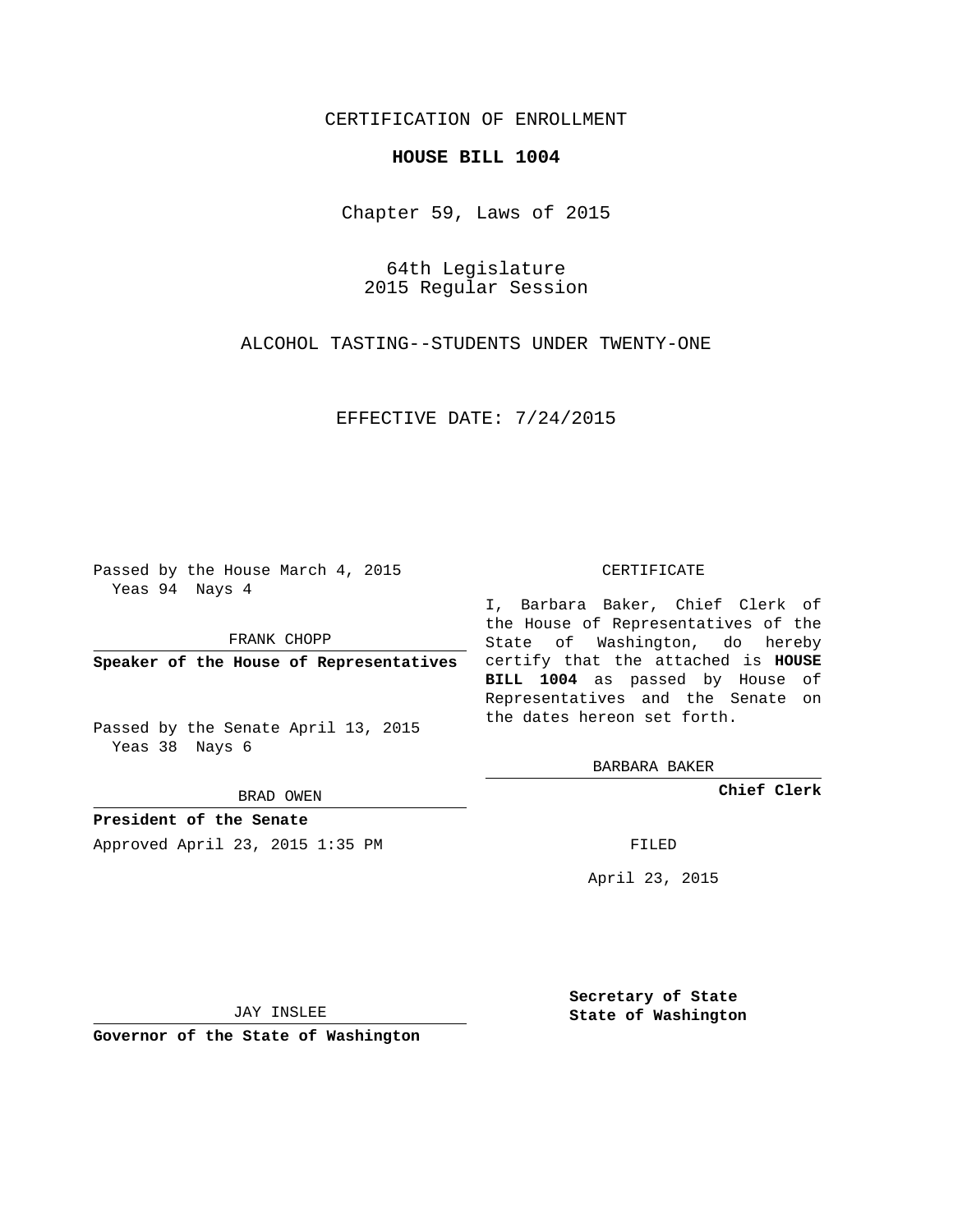CERTIFICATION OF ENROLLMENT

**HOUSE BILL 1004**

Chapter 59, Laws of 2015

64th Legislature
2015 Regular Session

ALCOHOL TASTING--STUDENTS UNDER TWENTY-ONE

EFFECTIVE DATE: 7/24/2015

Passed by the House March 4, 2015
Yeas 94 Nays 4

FRANK CHOPP

**Speaker of the House of Representatives**

Passed by the Senate April 13, 2015
Yeas 38 Nays 6

BRAD OWEN

**President of the Senate**

Approved April 23, 2015 1:35 PM

JAY INSLEE

**Governor of the State of Washington**

CERTIFICATE

I, Barbara Baker, Chief Clerk of the House of Representatives of the State of Washington, do hereby certify that the attached is **HOUSE BILL 1004** as passed by House of Representatives and the Senate on the dates hereon set forth.

BARBARA BAKER

**Chief Clerk**

FILED

April 23, 2015

**Secretary of State**
**State of Washington**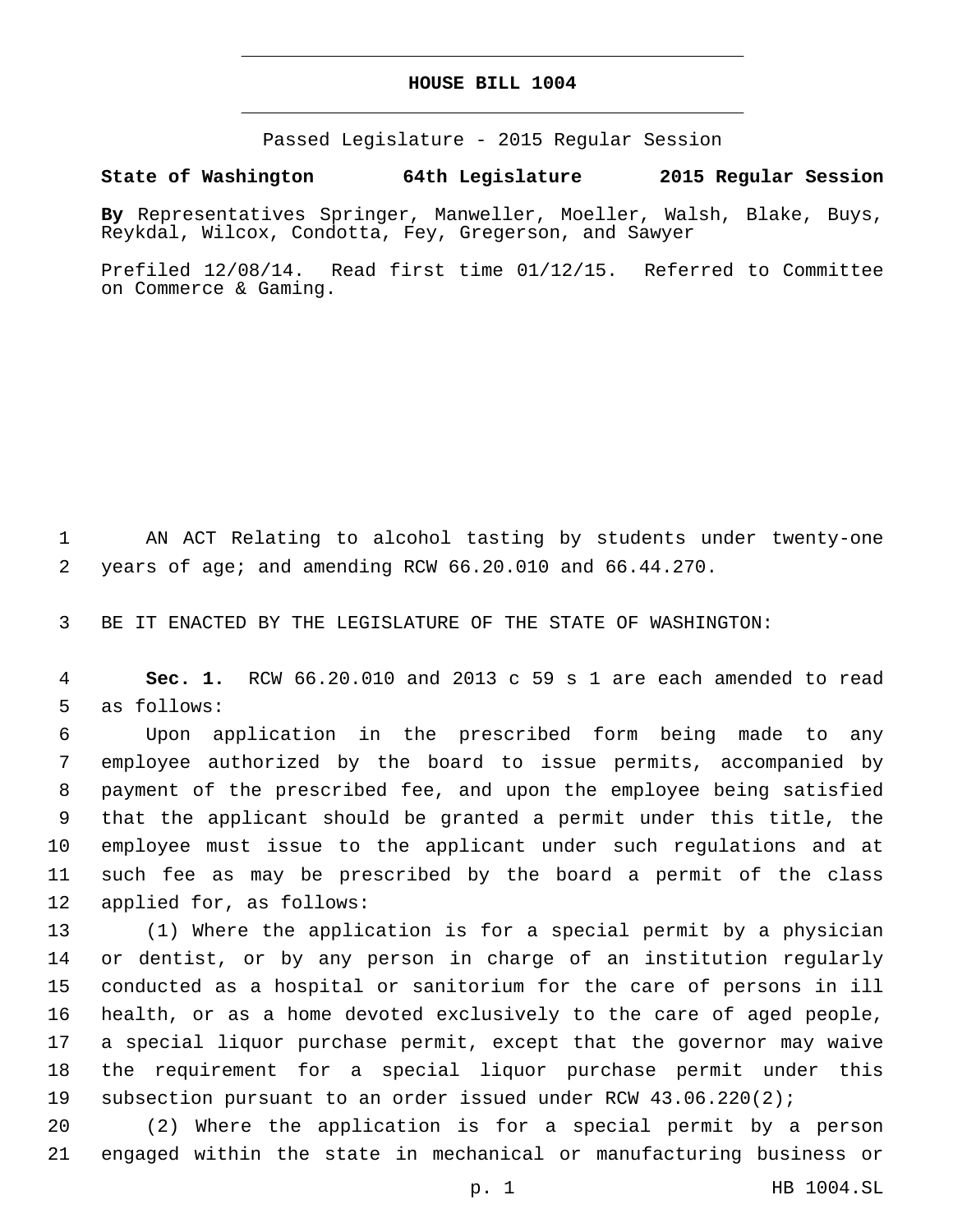# HOUSE BILL 1004

Passed Legislature - 2015 Regular Session

**State of Washington 64th Legislature 2015 Regular Session**

**By** Representatives Springer, Manweller, Moeller, Walsh, Blake, Buys, Reykdal, Wilcox, Condotta, Fey, Gregerson, and Sawyer

Prefiled 12/08/14. Read first time 01/12/15. Referred to Committee on Commerce & Gaming.

AN ACT Relating to alcohol tasting by students under twenty-one years of age; and amending RCW 66.20.010 and 66.44.270.

BE IT ENACTED BY THE LEGISLATURE OF THE STATE OF WASHINGTON:

**Sec. 1.** RCW 66.20.010 and 2013 c 59 s 1 are each amended to read as follows:

Upon application in the prescribed form being made to any employee authorized by the board to issue permits, accompanied by payment of the prescribed fee, and upon the employee being satisfied that the applicant should be granted a permit under this title, the employee must issue to the applicant under such regulations and at such fee as may be prescribed by the board a permit of the class applied for, as follows:

(1) Where the application is for a special permit by a physician or dentist, or by any person in charge of an institution regularly conducted as a hospital or sanitorium for the care of persons in ill health, or as a home devoted exclusively to the care of aged people, a special liquor purchase permit, except that the governor may waive the requirement for a special liquor purchase permit under this subsection pursuant to an order issued under RCW 43.06.220(2);

(2) Where the application is for a special permit by a person engaged within the state in mechanical or manufacturing business or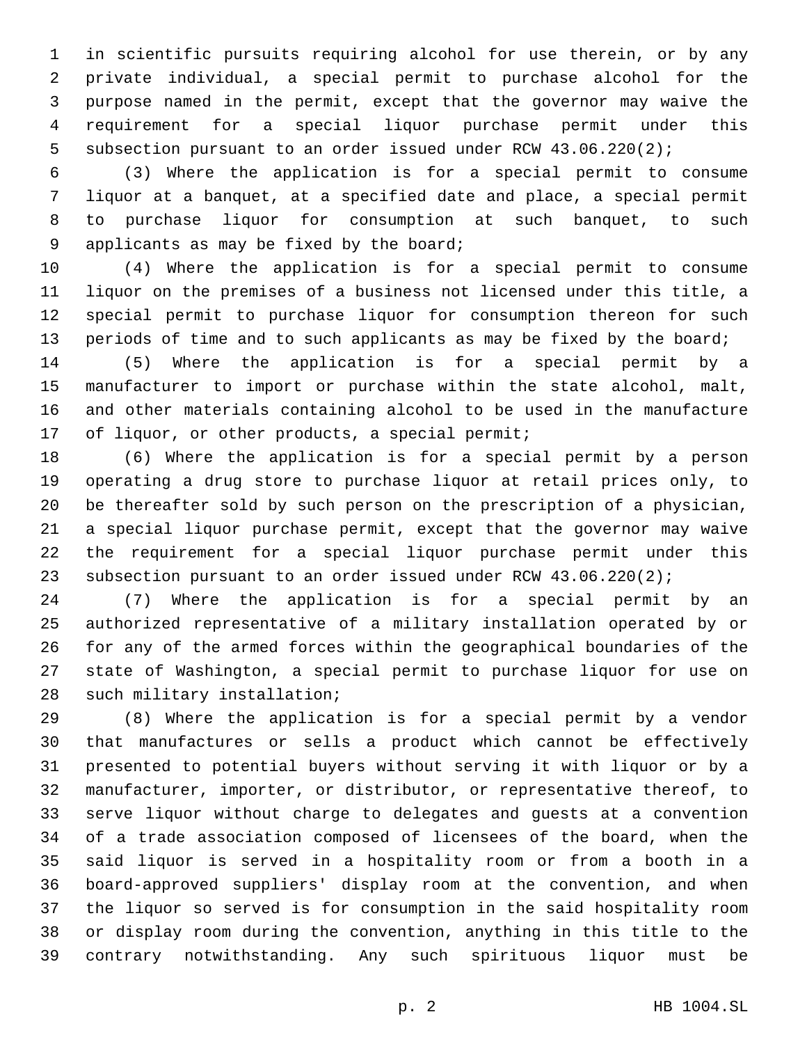in scientific pursuits requiring alcohol for use therein, or by any private individual, a special permit to purchase alcohol for the purpose named in the permit, except that the governor may waive the requirement for a special liquor purchase permit under this subsection pursuant to an order issued under RCW 43.06.220(2);

(3) Where the application is for a special permit to consume liquor at a banquet, at a specified date and place, a special permit to purchase liquor for consumption at such banquet, to such applicants as may be fixed by the board;

(4) Where the application is for a special permit to consume liquor on the premises of a business not licensed under this title, a special permit to purchase liquor for consumption thereon for such periods of time and to such applicants as may be fixed by the board;

(5) Where the application is for a special permit by a manufacturer to import or purchase within the state alcohol, malt, and other materials containing alcohol to be used in the manufacture of liquor, or other products, a special permit;

(6) Where the application is for a special permit by a person operating a drug store to purchase liquor at retail prices only, to be thereafter sold by such person on the prescription of a physician, a special liquor purchase permit, except that the governor may waive the requirement for a special liquor purchase permit under this subsection pursuant to an order issued under RCW 43.06.220(2);

(7) Where the application is for a special permit by an authorized representative of a military installation operated by or for any of the armed forces within the geographical boundaries of the state of Washington, a special permit to purchase liquor for use on such military installation;

(8) Where the application is for a special permit by a vendor that manufactures or sells a product which cannot be effectively presented to potential buyers without serving it with liquor or by a manufacturer, importer, or distributor, or representative thereof, to serve liquor without charge to delegates and guests at a convention of a trade association composed of licensees of the board, when the said liquor is served in a hospitality room or from a booth in a board-approved suppliers' display room at the convention, and when the liquor so served is for consumption in the said hospitality room or display room during the convention, anything in this title to the contrary notwithstanding. Any such spirituous liquor must be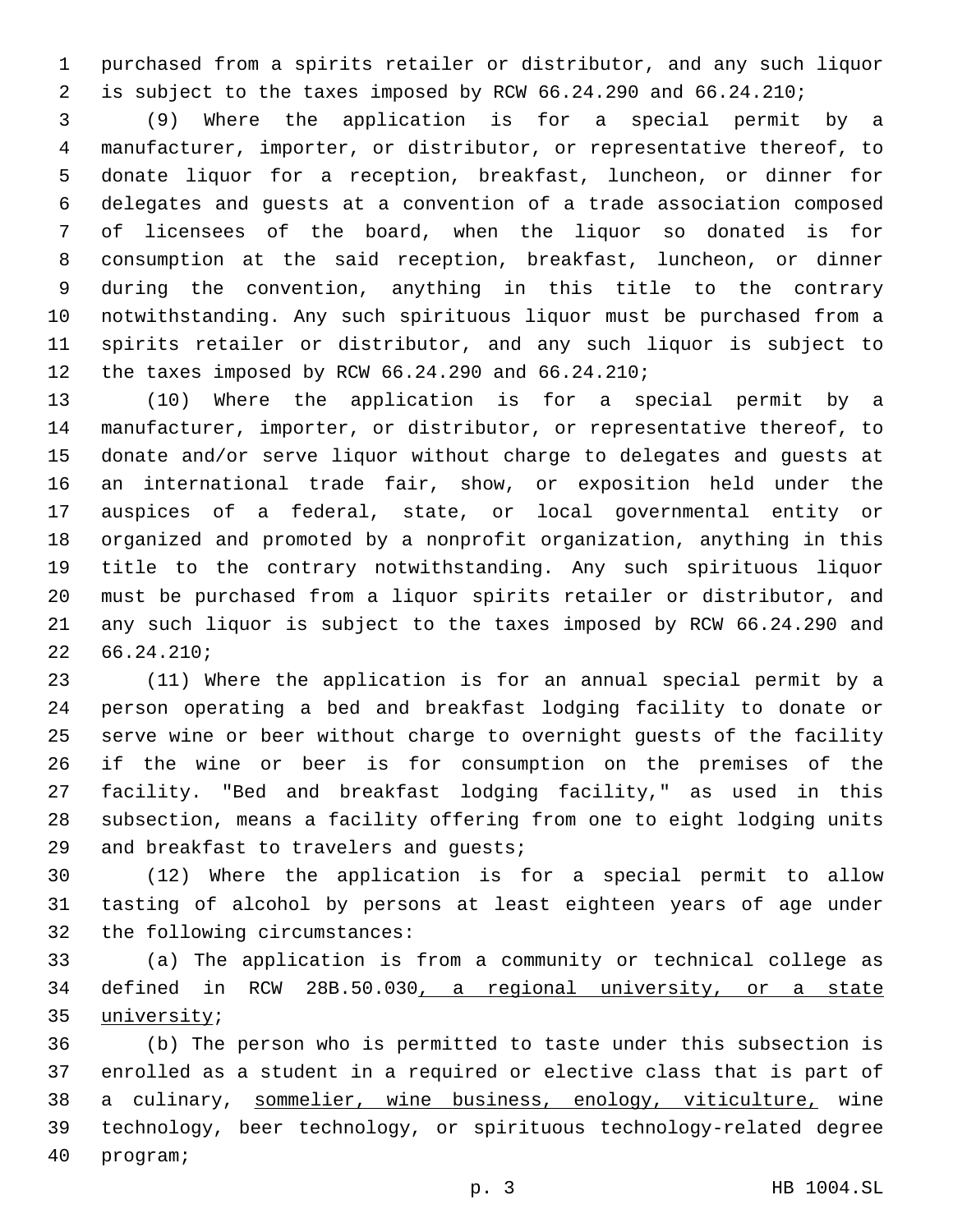purchased from a spirits retailer or distributor, and any such liquor is subject to the taxes imposed by RCW 66.24.290 and 66.24.210;

(9) Where the application is for a special permit by a manufacturer, importer, or distributor, or representative thereof, to donate liquor for a reception, breakfast, luncheon, or dinner for delegates and guests at a convention of a trade association composed of licensees of the board, when the liquor so donated is for consumption at the said reception, breakfast, luncheon, or dinner during the convention, anything in this title to the contrary notwithstanding. Any such spirituous liquor must be purchased from a spirits retailer or distributor, and any such liquor is subject to the taxes imposed by RCW 66.24.290 and 66.24.210;

(10) Where the application is for a special permit by a manufacturer, importer, or distributor, or representative thereof, to donate and/or serve liquor without charge to delegates and guests at an international trade fair, show, or exposition held under the auspices of a federal, state, or local governmental entity or organized and promoted by a nonprofit organization, anything in this title to the contrary notwithstanding. Any such spirituous liquor must be purchased from a liquor spirits retailer or distributor, and any such liquor is subject to the taxes imposed by RCW 66.24.290 and 66.24.210;

(11) Where the application is for an annual special permit by a person operating a bed and breakfast lodging facility to donate or serve wine or beer without charge to overnight guests of the facility if the wine or beer is for consumption on the premises of the facility. "Bed and breakfast lodging facility," as used in this subsection, means a facility offering from one to eight lodging units and breakfast to travelers and guests;

(12) Where the application is for a special permit to allow tasting of alcohol by persons at least eighteen years of age under the following circumstances:

(a) The application is from a community or technical college as defined in RCW 28B.50.030, a regional university, or a state university;

(b) The person who is permitted to taste under this subsection is enrolled as a student in a required or elective class that is part of a culinary, sommelier, wine business, enology, viticulture, wine technology, beer technology, or spirituous technology-related degree program;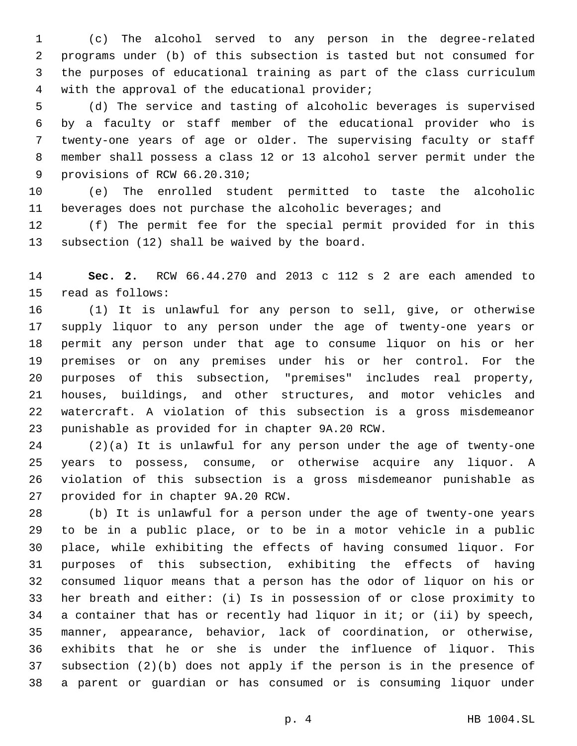(c) The alcohol served to any person in the degree-related programs under (b) of this subsection is tasted but not consumed for the purposes of educational training as part of the class curriculum with the approval of the educational provider;

(d) The service and tasting of alcoholic beverages is supervised by a faculty or staff member of the educational provider who is twenty-one years of age or older. The supervising faculty or staff member shall possess a class 12 or 13 alcohol server permit under the provisions of RCW 66.20.310;

(e) The enrolled student permitted to taste the alcoholic beverages does not purchase the alcoholic beverages; and

(f) The permit fee for the special permit provided for in this subsection (12) shall be waived by the board.

**Sec. 2.** RCW 66.44.270 and 2013 c 112 s 2 are each amended to read as follows:

(1) It is unlawful for any person to sell, give, or otherwise supply liquor to any person under the age of twenty-one years or permit any person under that age to consume liquor on his or her premises or on any premises under his or her control. For the purposes of this subsection, "premises" includes real property, houses, buildings, and other structures, and motor vehicles and watercraft. A violation of this subsection is a gross misdemeanor punishable as provided for in chapter 9A.20 RCW.

(2)(a) It is unlawful for any person under the age of twenty-one years to possess, consume, or otherwise acquire any liquor. A violation of this subsection is a gross misdemeanor punishable as provided for in chapter 9A.20 RCW.

(b) It is unlawful for a person under the age of twenty-one years to be in a public place, or to be in a motor vehicle in a public place, while exhibiting the effects of having consumed liquor. For purposes of this subsection, exhibiting the effects of having consumed liquor means that a person has the odor of liquor on his or her breath and either: (i) Is in possession of or close proximity to a container that has or recently had liquor in it; or (ii) by speech, manner, appearance, behavior, lack of coordination, or otherwise, exhibits that he or she is under the influence of liquor. This subsection (2)(b) does not apply if the person is in the presence of a parent or guardian or has consumed or is consuming liquor under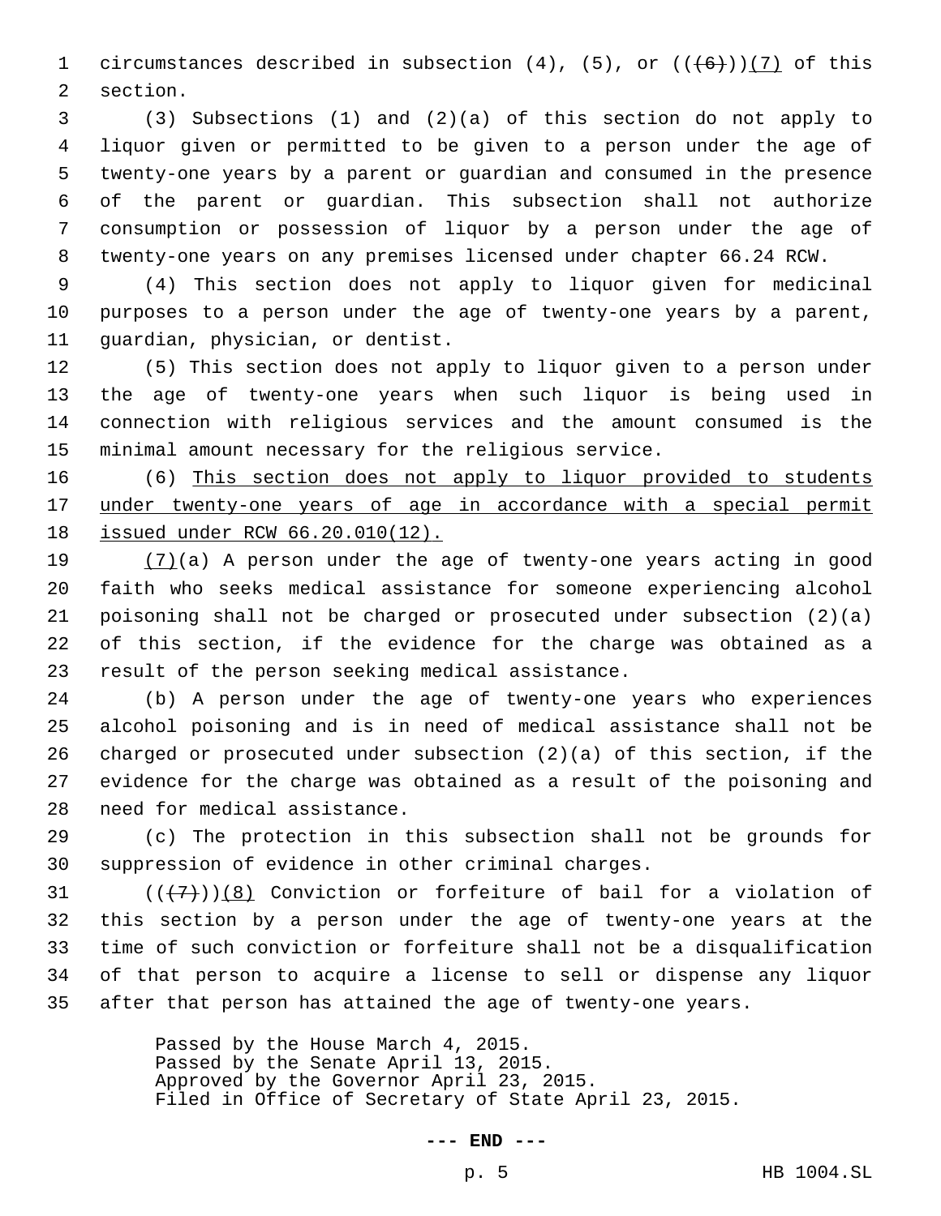circumstances described in subsection (4), (5), or ((~~(6)~~))(7) of this section.

(3) Subsections (1) and (2)(a) of this section do not apply to liquor given or permitted to be given to a person under the age of twenty-one years by a parent or guardian and consumed in the presence of the parent or guardian. This subsection shall not authorize consumption or possession of liquor by a person under the age of twenty-one years on any premises licensed under chapter 66.24 RCW.

(4) This section does not apply to liquor given for medicinal purposes to a person under the age of twenty-one years by a parent, guardian, physician, or dentist.

(5) This section does not apply to liquor given to a person under the age of twenty-one years when such liquor is being used in connection with religious services and the amount consumed is the minimal amount necessary for the religious service.

(6) <u>This section does not apply to liquor provided to students under twenty-one years of age in accordance with a special permit issued under RCW 66.20.010(12).</u>

<u>(7)</u>(a) A person under the age of twenty-one years acting in good faith who seeks medical assistance for someone experiencing alcohol poisoning shall not be charged or prosecuted under subsection (2)(a) of this section, if the evidence for the charge was obtained as a result of the person seeking medical assistance.

(b) A person under the age of twenty-one years who experiences alcohol poisoning and is in need of medical assistance shall not be charged or prosecuted under subsection (2)(a) of this section, if the evidence for the charge was obtained as a result of the poisoning and need for medical assistance.

(c) The protection in this subsection shall not be grounds for suppression of evidence in other criminal charges.

((~~(7)~~))<u>(8)</u> Conviction or forfeiture of bail for a violation of this section by a person under the age of twenty-one years at the time of such conviction or forfeiture shall not be a disqualification of that person to acquire a license to sell or dispense any liquor after that person has attained the age of twenty-one years.

Passed by the House March 4, 2015.
Passed by the Senate April 13, 2015.
Approved by the Governor April 23, 2015.
Filed in Office of Secretary of State April 23, 2015.

**--- END ---**